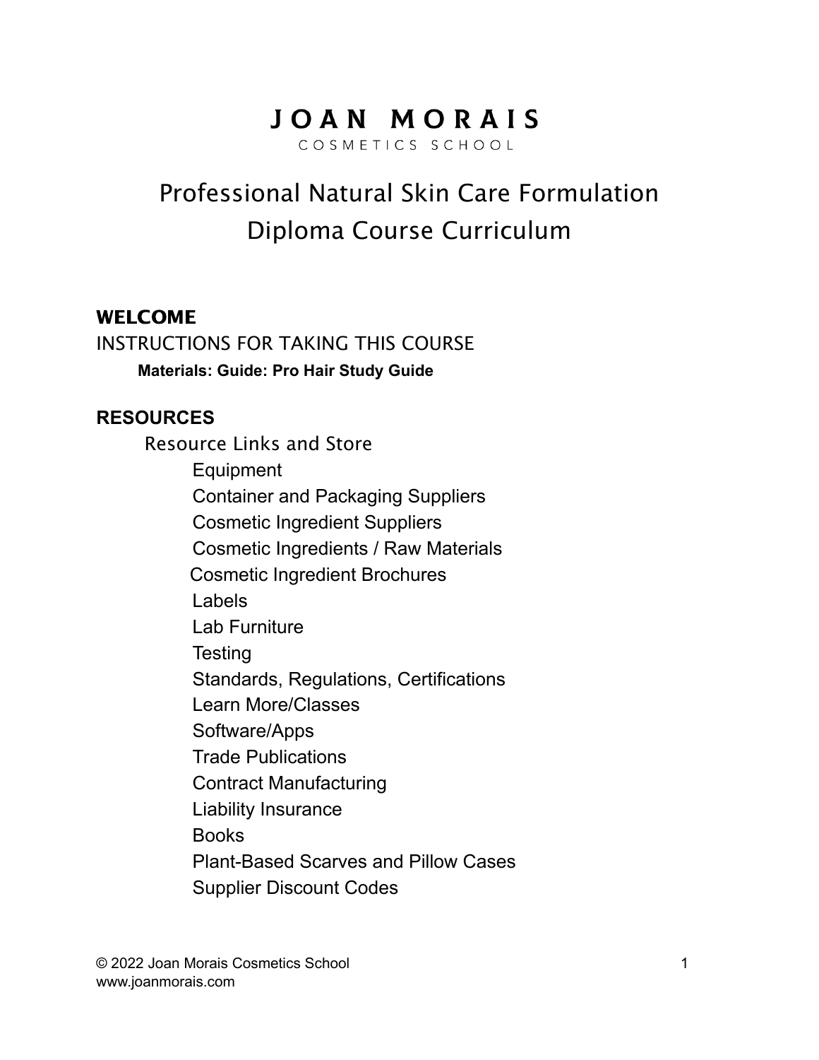# JOAN MORAIS

COSMETICS SCHOOL

## Professional Natural Skin Care Formulation Diploma Course Curriculum

**WELCOME**

INSTRUCTIONS FOR TAKING THIS COURSE

**Materials: Guide: Pro Hair Study Guide**

**RESOURCES**

Resource Links and Store

- Equipment
- Container and Packaging Suppliers
- Cosmetic Ingredient Suppliers
- Cosmetic Ingredients / Raw Materials
- Cosmetic Ingredient Brochures
- Labels
- Lab Furniture
- Testing
- Standards, Regulations, Certifications
- Learn More/Classes
- Software/Apps
- Trade Publications
- Contract Manufacturing
- Liability Insurance
- Books
- Plant-Based Scarves and Pillow Cases
- Supplier Discount Codes

© 2022 Joan Morais Cosmetics School
www.joanmorais.com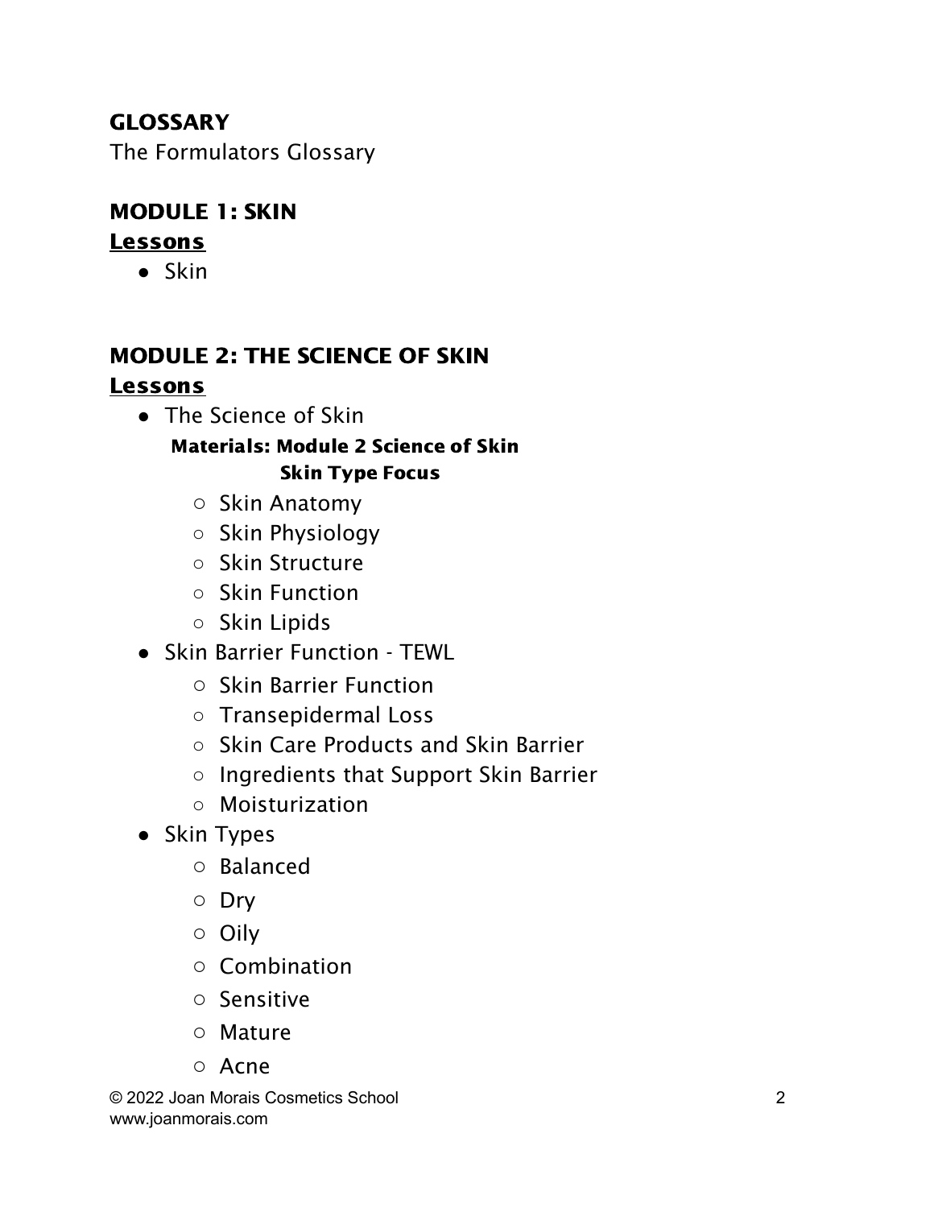**GLOSSARY**

The Formulators Glossary

## MODULE 1: SKIN

**Lessons**

- Skin

## MODULE 2: THE SCIENCE OF SKIN

**Lessons**

- The Science of Skin

  **Materials: Module 2 Science of Skin**
  **Skin Type Focus**

  - Skin Anatomy
  - Skin Physiology
  - Skin Structure
  - Skin Function
  - Skin Lipids
- Skin Barrier Function - TEWL
  - Skin Barrier Function
  - Transepidermal Loss
  - Skin Care Products and Skin Barrier
  - Ingredients that Support Skin Barrier
  - Moisturization
- Skin Types
  - Balanced
  - Dry
  - Oily
  - Combination
  - Sensitive
  - Mature
  - Acne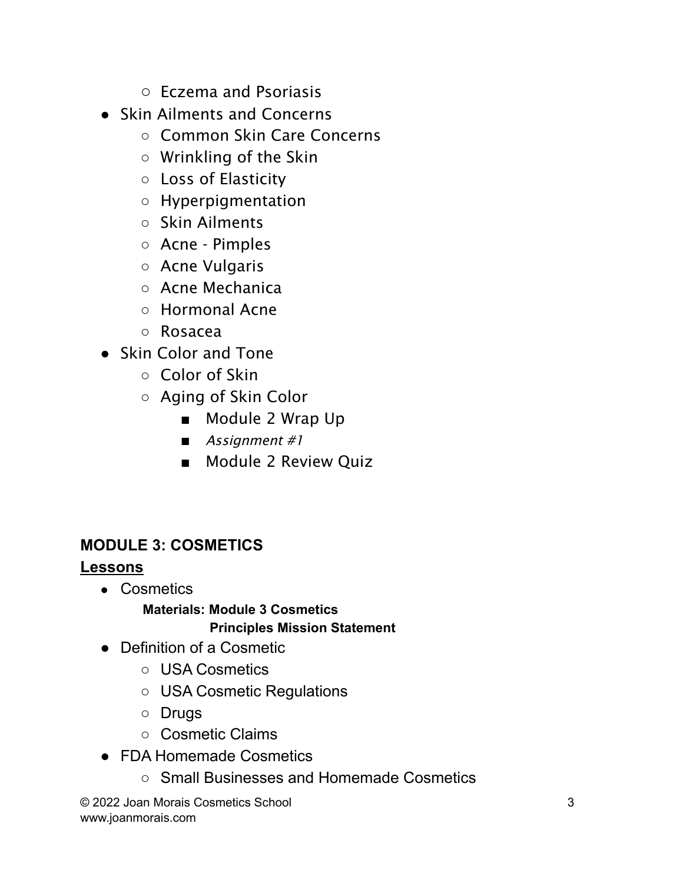- Eczema and Psoriasis
- Skin Ailments and Concerns
    - Common Skin Care Concerns
    - Wrinkling of the Skin
    - Loss of Elasticity
    - Hyperpigmentation
    - Skin Ailments
    - Acne - Pimples
    - Acne Vulgaris
    - Acne Mechanica
    - Hormonal Acne
    - Rosacea
- Skin Color and Tone
    - Color of Skin
    - Aging of Skin Color
        - Module 2 Wrap Up
        - *Assignment #1*
        - Module 2 Review Quiz

**MODULE 3: COSMETICS**

**Lessons**

- Cosmetics

  **Materials: Module 3 Cosmetics**
  **Principles Mission Statement**
- Definition of a Cosmetic
    - USA Cosmetics
    - USA Cosmetic Regulations
    - Drugs
    - Cosmetic Claims
- FDA Homemade Cosmetics
    - Small Businesses and Homemade Cosmetics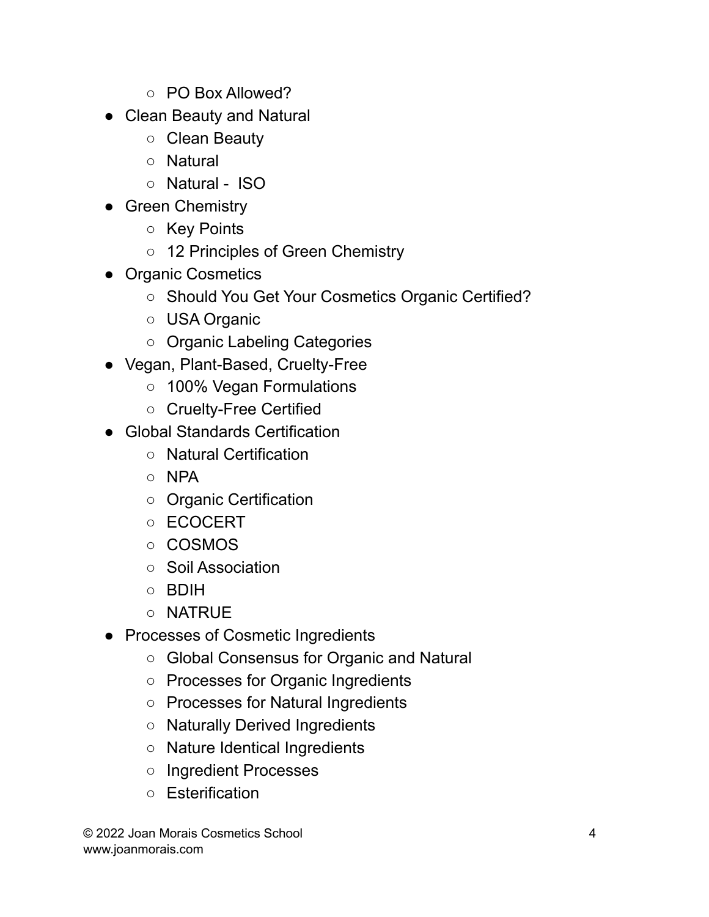- PO Box Allowed?
- Clean Beauty and Natural
    - Clean Beauty
    - Natural
    - Natural -  ISO
- Green Chemistry
    - Key Points
    - 12 Principles of Green Chemistry
- Organic Cosmetics
    - Should You Get Your Cosmetics Organic Certified?
    - USA Organic
    - Organic Labeling Categories
- Vegan, Plant-Based, Cruelty-Free
    - 100% Vegan Formulations
    - Cruelty-Free Certified
- Global Standards Certification
    - Natural Certification
    - NPA
    - Organic Certification
    - ECOCERT
    - COSMOS
    - Soil Association
    - BDIH
    - NATRUE
- Processes of Cosmetic Ingredients
    - Global Consensus for Organic and Natural
    - Processes for Organic Ingredients
    - Processes for Natural Ingredients
    - Naturally Derived Ingredients
    - Nature Identical Ingredients
    - Ingredient Processes
    - Esterification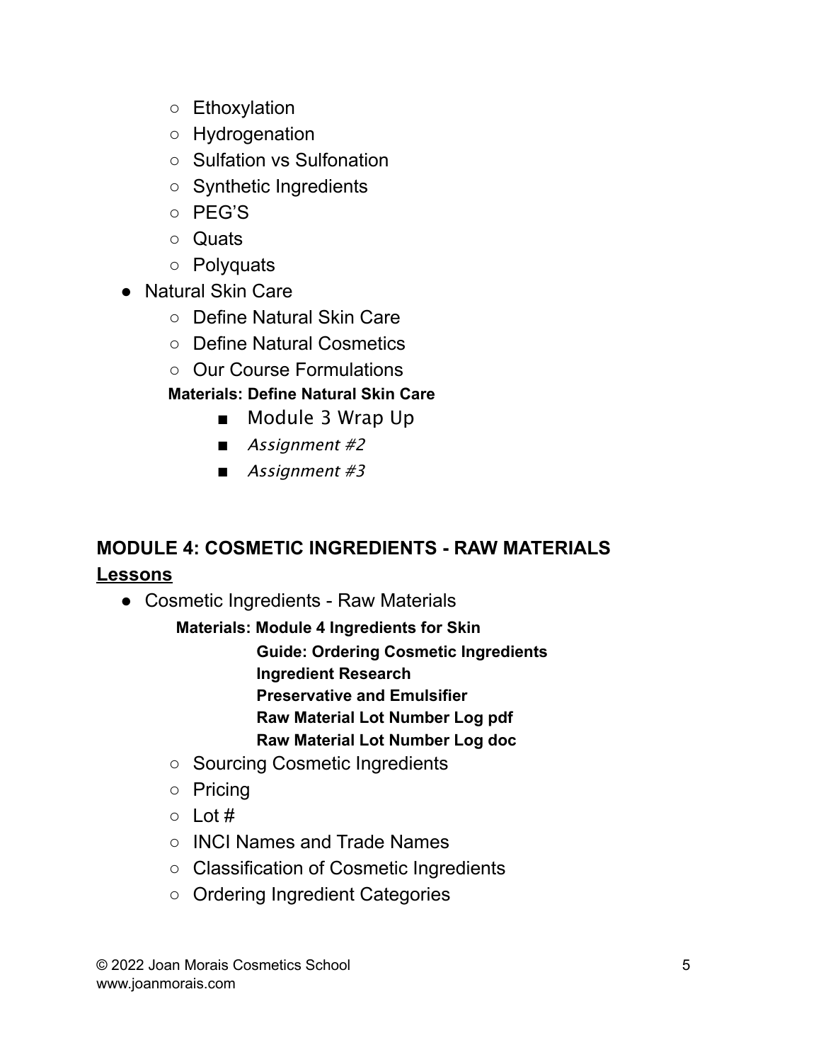- Ethoxylation
    - Hydrogenation
    - Sulfation vs Sulfonation
    - Synthetic Ingredients
    - PEG'S
    - Quats
    - Polyquats
- Natural Skin Care
    - Define Natural Skin Care
    - Define Natural Cosmetics
    - Our Course Formulations

    **Materials: Define Natural Skin Care**

        - Module 3 Wrap Up
        - *Assignment #2*
        - *Assignment #3*

## MODULE 4: COSMETIC INGREDIENTS - RAW MATERIALS

**Lessons**

- Cosmetic Ingredients - Raw Materials

    **Materials: Module 4 Ingredients for Skin**
    **Guide: Ordering Cosmetic Ingredients**
    **Ingredient Research**
    **Preservative and Emulsifier**
    **Raw Material Lot Number Log pdf**
    **Raw Material Lot Number Log doc**

    - Sourcing Cosmetic Ingredients
    - Pricing
    - Lot #
    - INCI Names and Trade Names
    - Classification of Cosmetic Ingredients
    - Ordering Ingredient Categories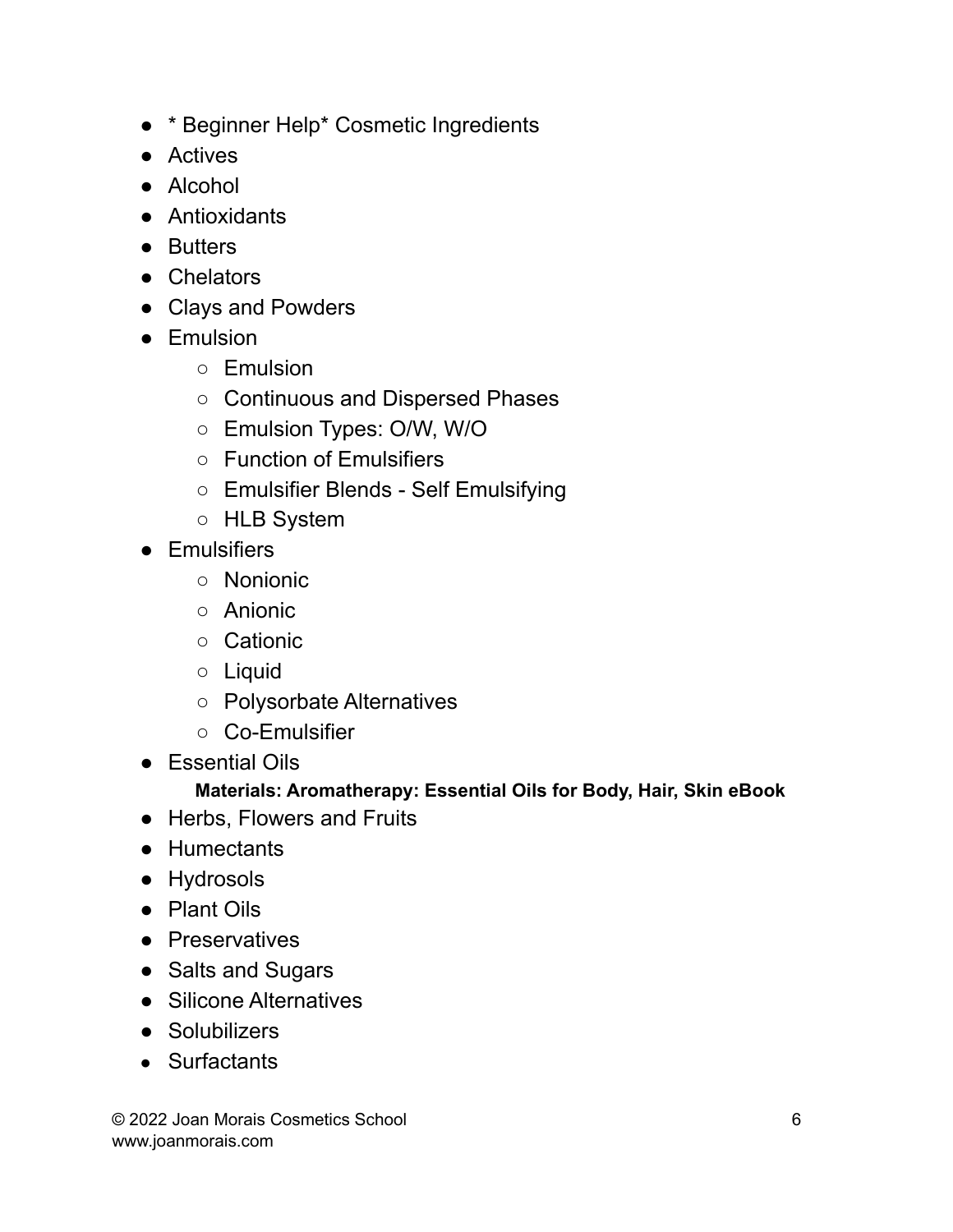- * Beginner Help* Cosmetic Ingredients
- Actives
- Alcohol
- Antioxidants
- Butters
- Chelators
- Clays and Powders
- Emulsion
    - Emulsion
    - Continuous and Dispersed Phases
    - Emulsion Types: O/W, W/O
    - Function of Emulsifiers
    - Emulsifier Blends - Self Emulsifying
    - HLB System
- Emulsifiers
    - Nonionic
    - Anionic
    - Cationic
    - Liquid
    - Polysorbate Alternatives
    - Co-Emulsifier
- Essential Oils

  **Materials: Aromatherapy: Essential Oils for Body, Hair, Skin eBook**
- Herbs, Flowers and Fruits
- Humectants
- Hydrosols
- Plant Oils
- Preservatives
- Salts and Sugars
- Silicone Alternatives
- Solubilizers
- Surfactants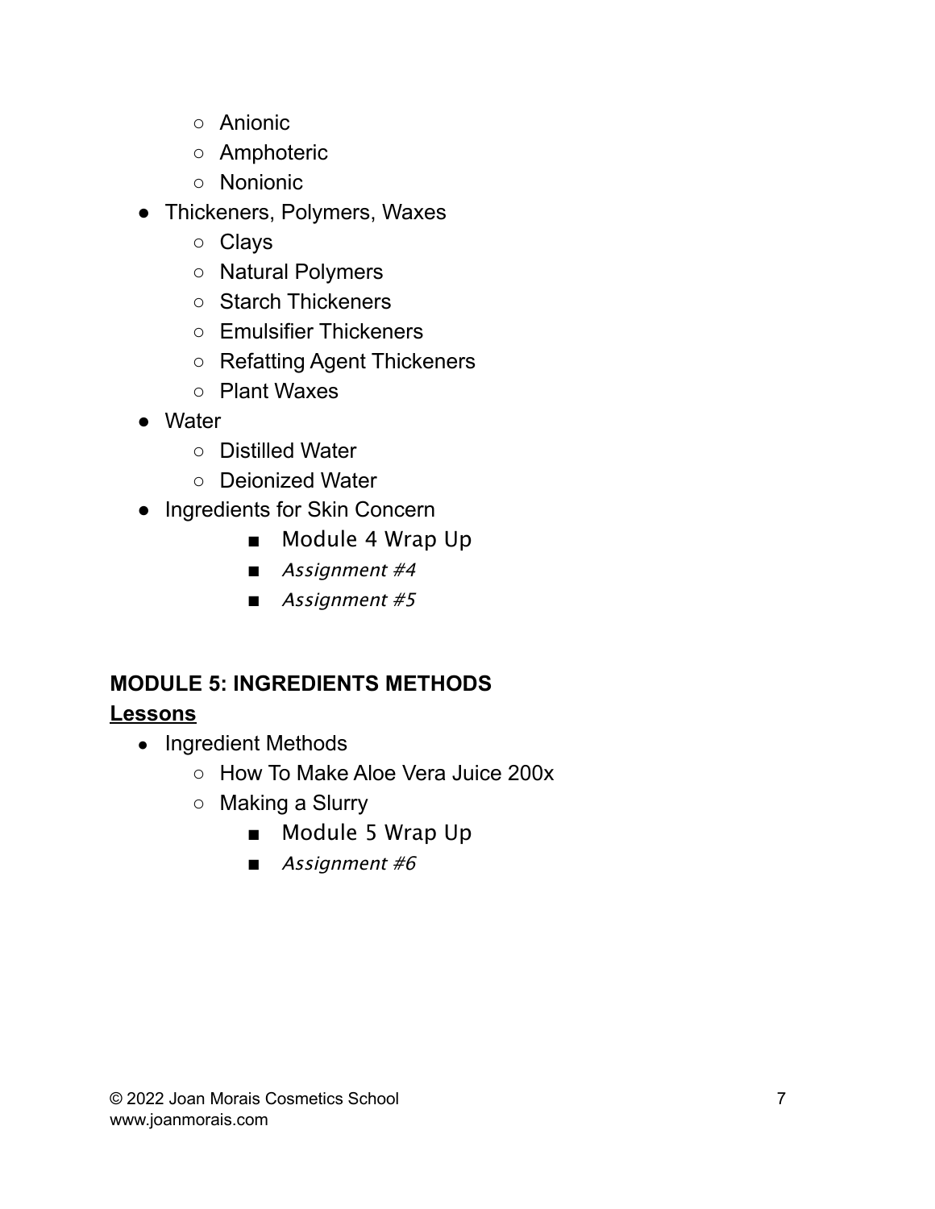- Anionic
    - Amphoteric
    - Nonionic
- Thickeners, Polymers, Waxes
    - Clays
    - Natural Polymers
    - Starch Thickeners
    - Emulsifier Thickeners
    - Refatting Agent Thickeners
    - Plant Waxes
- Water
    - Distilled Water
    - Deionized Water
- Ingredients for Skin Concern
        - Module 4 Wrap Up
        - *Assignment #4*
        - *Assignment #5*

**MODULE 5: INGREDIENTS METHODS**

**Lessons**

- Ingredient Methods
    - How To Make Aloe Vera Juice 200x
    - Making a Slurry
        - Module 5 Wrap Up
        - *Assignment #6*

© 2022 Joan Morais Cosmetics School
www.joanmorais.com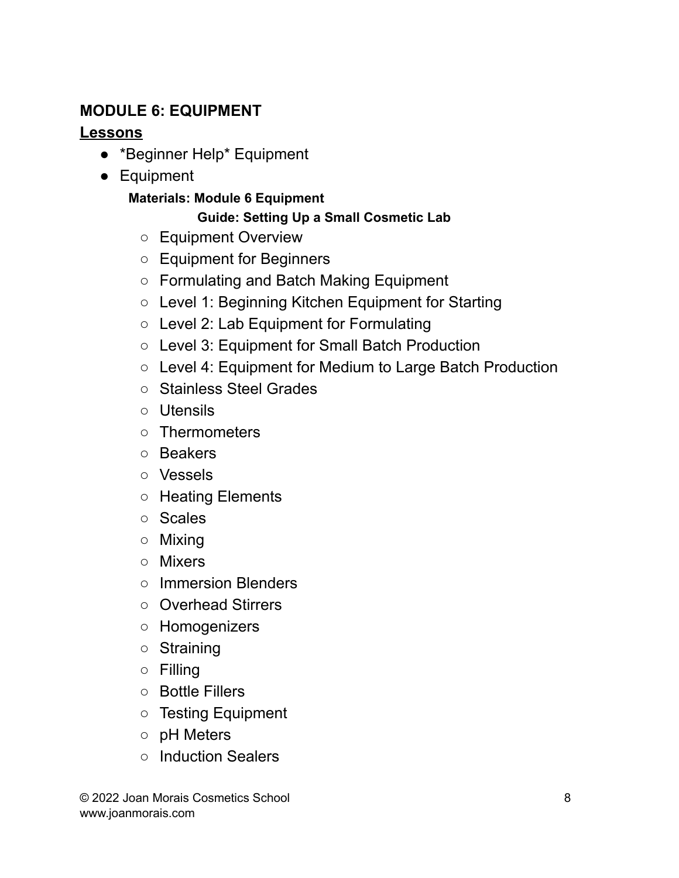**MODULE 6: EQUIPMENT**

**Lessons**

- *Beginner Help* Equipment
- Equipment

  **Materials: Module 6 Equipment**

  **Guide: Setting Up a Small Cosmetic Lab**

  - Equipment Overview
  - Equipment for Beginners
  - Formulating and Batch Making Equipment
  - Level 1: Beginning Kitchen Equipment for Starting
  - Level 2: Lab Equipment for Formulating
  - Level 3: Equipment for Small Batch Production
  - Level 4: Equipment for Medium to Large Batch Production
  - Stainless Steel Grades
  - Utensils
  - Thermometers
  - Beakers
  - Vessels
  - Heating Elements
  - Scales
  - Mixing
  - Mixers
  - Immersion Blenders
  - Overhead Stirrers
  - Homogenizers
  - Straining
  - Filling
  - Bottle Fillers
  - Testing Equipment
  - pH Meters
  - Induction Sealers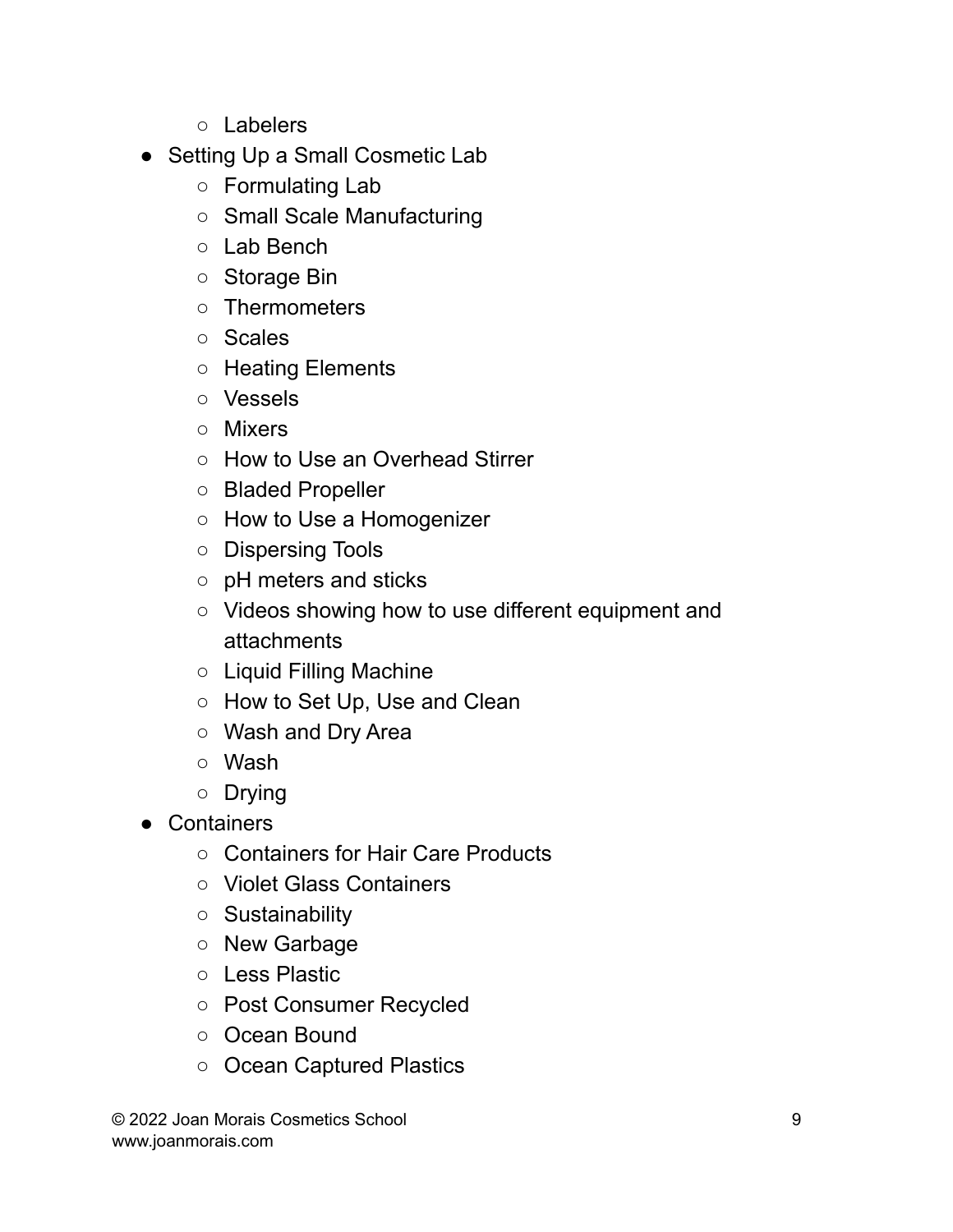- Labelers
- Setting Up a Small Cosmetic Lab
    - Formulating Lab
    - Small Scale Manufacturing
    - Lab Bench
    - Storage Bin
    - Thermometers
    - Scales
    - Heating Elements
    - Vessels
    - Mixers
    - How to Use an Overhead Stirrer
    - Bladed Propeller
    - How to Use a Homogenizer
    - Dispersing Tools
    - pH meters and sticks
    - Videos showing how to use different equipment and attachments
    - Liquid Filling Machine
    - How to Set Up, Use and Clean
    - Wash and Dry Area
    - Wash
    - Drying
- Containers
    - Containers for Hair Care Products
    - Violet Glass Containers
    - Sustainability
    - New Garbage
    - Less Plastic
    - Post Consumer Recycled
    - Ocean Bound
    - Ocean Captured Plastics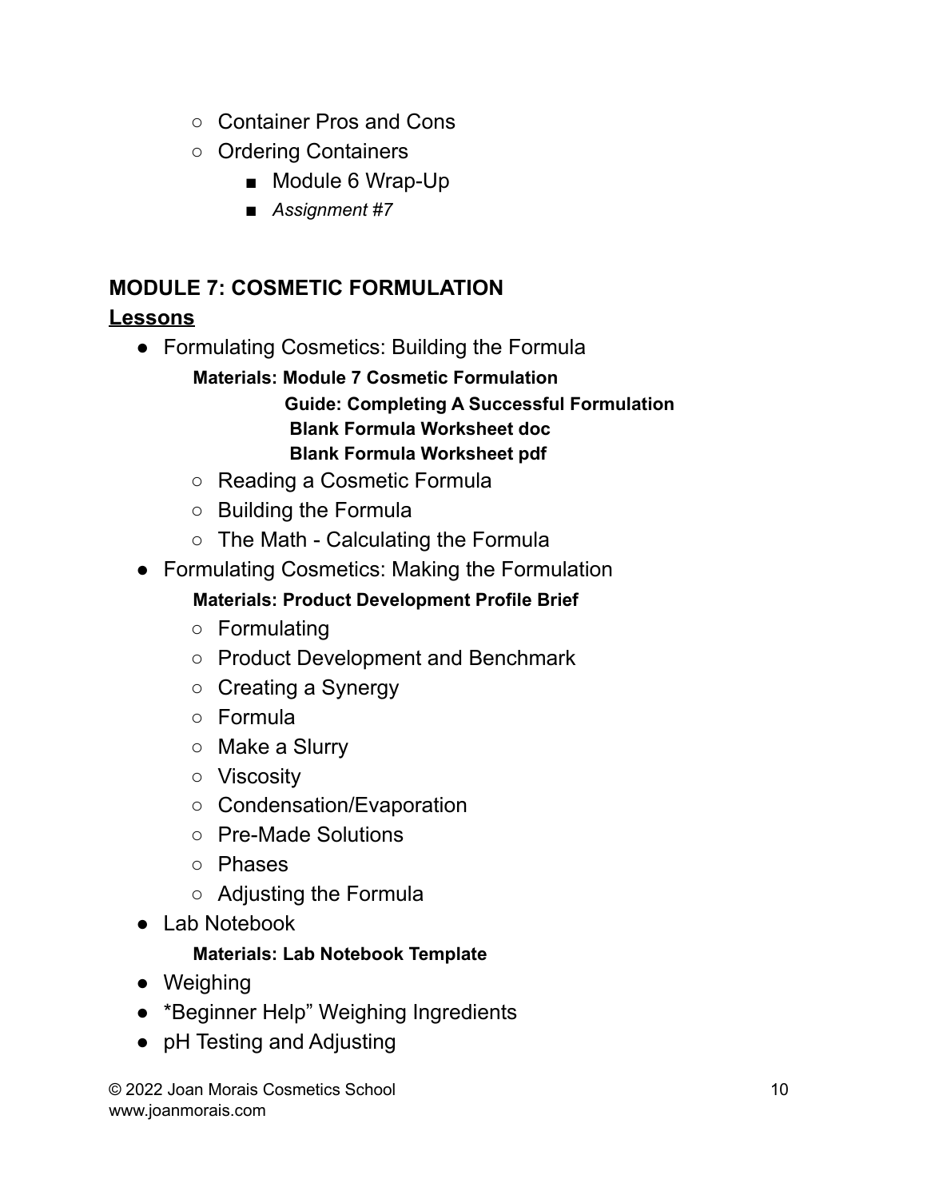- Container Pros and Cons
- Ordering Containers
  - Module 6 Wrap-Up
  - *Assignment #7*

## MODULE 7: COSMETIC FORMULATION

**Lessons**

- Formulating Cosmetics: Building the Formula

  **Materials: Module 7 Cosmetic Formulation**
  **Guide: Completing A Successful Formulation**
  **Blank Formula Worksheet doc**
  **Blank Formula Worksheet pdf**

  - Reading a Cosmetic Formula
  - Building the Formula
  - The Math - Calculating the Formula
- Formulating Cosmetics: Making the Formulation

  **Materials: Product Development Profile Brief**

  - Formulating
  - Product Development and Benchmark
  - Creating a Synergy
  - Formula
  - Make a Slurry
  - Viscosity
  - Condensation/Evaporation
  - Pre-Made Solutions
  - Phases
  - Adjusting the Formula
- Lab Notebook

  **Materials: Lab Notebook Template**
- Weighing
- *Beginner Help" Weighing Ingredients
- pH Testing and Adjusting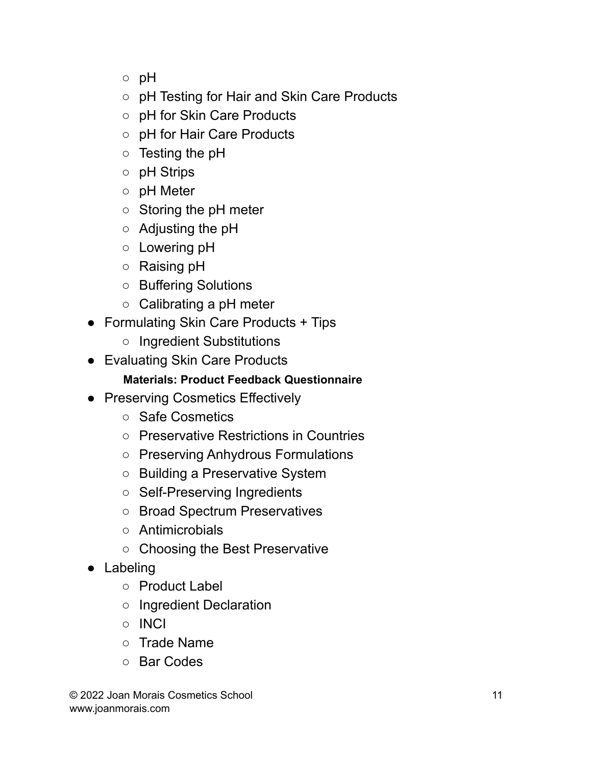- pH
    - pH Testing for Hair and Skin Care Products
    - pH for Skin Care Products
    - pH for Hair Care Products
    - Testing the pH
    - pH Strips
    - pH Meter
    - Storing the pH meter
    - Adjusting the pH
    - Lowering pH
    - Raising pH
    - Buffering Solutions
    - Calibrating a pH meter
- Formulating Skin Care Products + Tips
    - Ingredient Substitutions
- Evaluating Skin Care Products

    **Materials: Product Feedback Questionnaire**

- Preserving Cosmetics Effectively
    - Safe Cosmetics
    - Preservative Restrictions in Countries
    - Preserving Anhydrous Formulations
    - Building a Preservative System
    - Self-Preserving Ingredients
    - Broad Spectrum Preservatives
    - Antimicrobials
    - Choosing the Best Preservative
- Labeling
    - Product Label
    - Ingredient Declaration
    - INCI
    - Trade Name
    - Bar Codes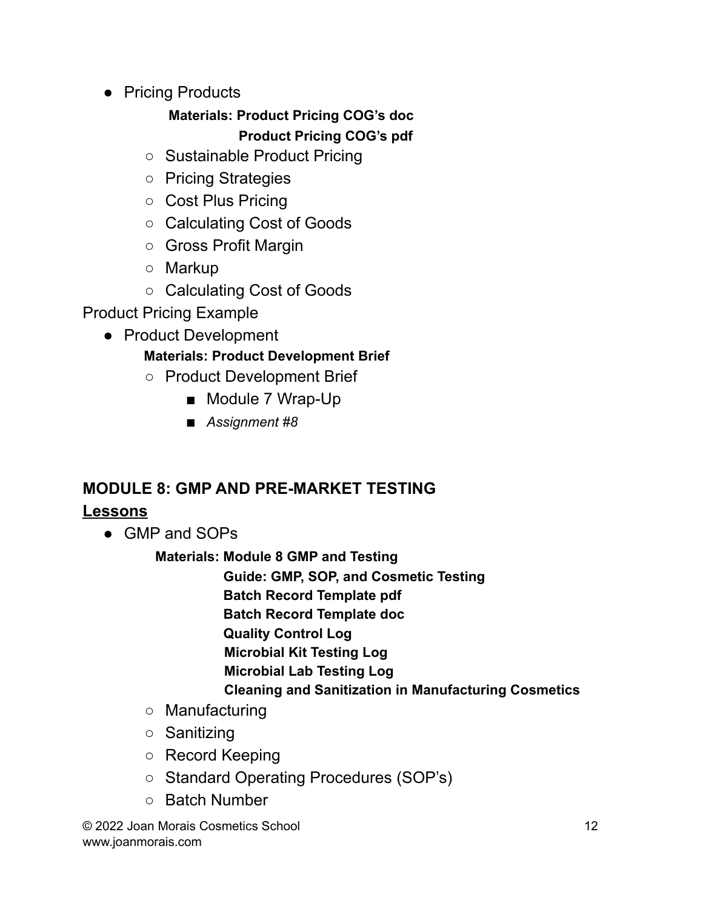- Pricing Products

  **Materials: Product Pricing COG's doc**
  **Product Pricing COG's pdf**

  - Sustainable Product Pricing
  - Pricing Strategies
  - Cost Plus Pricing
  - Calculating Cost of Goods
  - Gross Profit Margin
  - Markup
  - Calculating Cost of Goods

Product Pricing Example

- Product Development

  **Materials: Product Development Brief**

  - Product Development Brief
    - Module 7 Wrap-Up
    - *Assignment #8*

## MODULE 8: GMP AND PRE-MARKET TESTING

### <u>Lessons</u>

- GMP and SOPs

  **Materials: Module 8 GMP and Testing**
  **Guide: GMP, SOP, and Cosmetic Testing**
  **Batch Record Template pdf**
  **Batch Record Template doc**
  **Quality Control Log**
  **Microbial Kit Testing Log**
  **Microbial Lab Testing Log**
  **Cleaning and Sanitization in Manufacturing Cosmetics**

  - Manufacturing
  - Sanitizing
  - Record Keeping
  - Standard Operating Procedures (SOP's)
  - Batch Number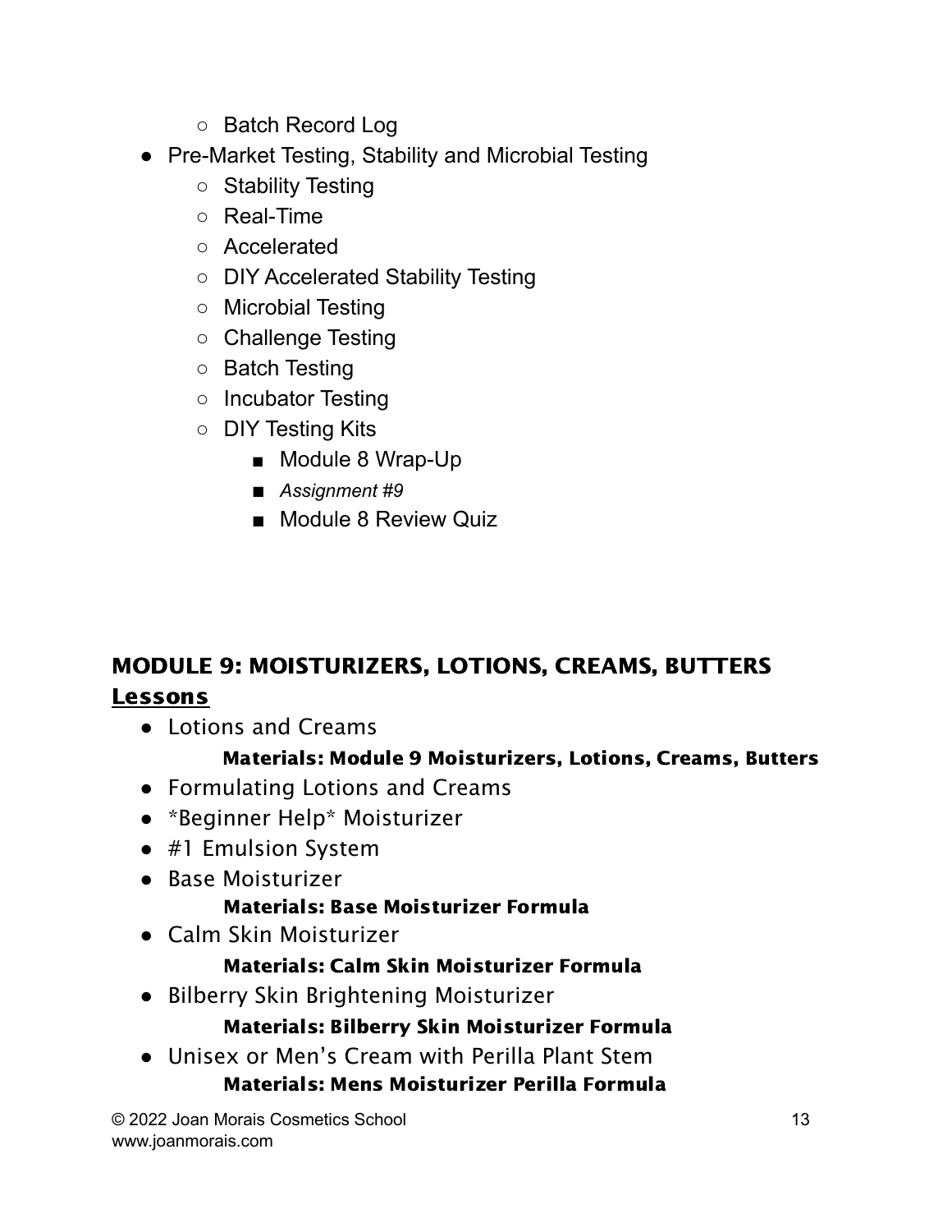- Batch Record Log
- Pre-Market Testing, Stability and Microbial Testing
    - Stability Testing
    - Real-Time
    - Accelerated
    - DIY Accelerated Stability Testing
    - Microbial Testing
    - Challenge Testing
    - Batch Testing
    - Incubator Testing
    - DIY Testing Kits
        - Module 8 Wrap-Up
        - *Assignment #9*
        - Module 8 Review Quiz

## MODULE 9: MOISTURIZERS, LOTIONS, CREAMS, BUTTERS

**Lessons**

- Lotions and Creams
    **Materials: Module 9 Moisturizers, Lotions, Creams, Butters**
- Formulating Lotions and Creams
- *Beginner Help* Moisturizer
- #1 Emulsion System
- Base Moisturizer
    **Materials: Base Moisturizer Formula**
- Calm Skin Moisturizer
    **Materials: Calm Skin Moisturizer Formula**
- Bilberry Skin Brightening Moisturizer
    **Materials: Bilberry Skin Moisturizer Formula**
- Unisex or Men's Cream with Perilla Plant Stem
    **Materials: Mens Moisturizer Perilla Formula**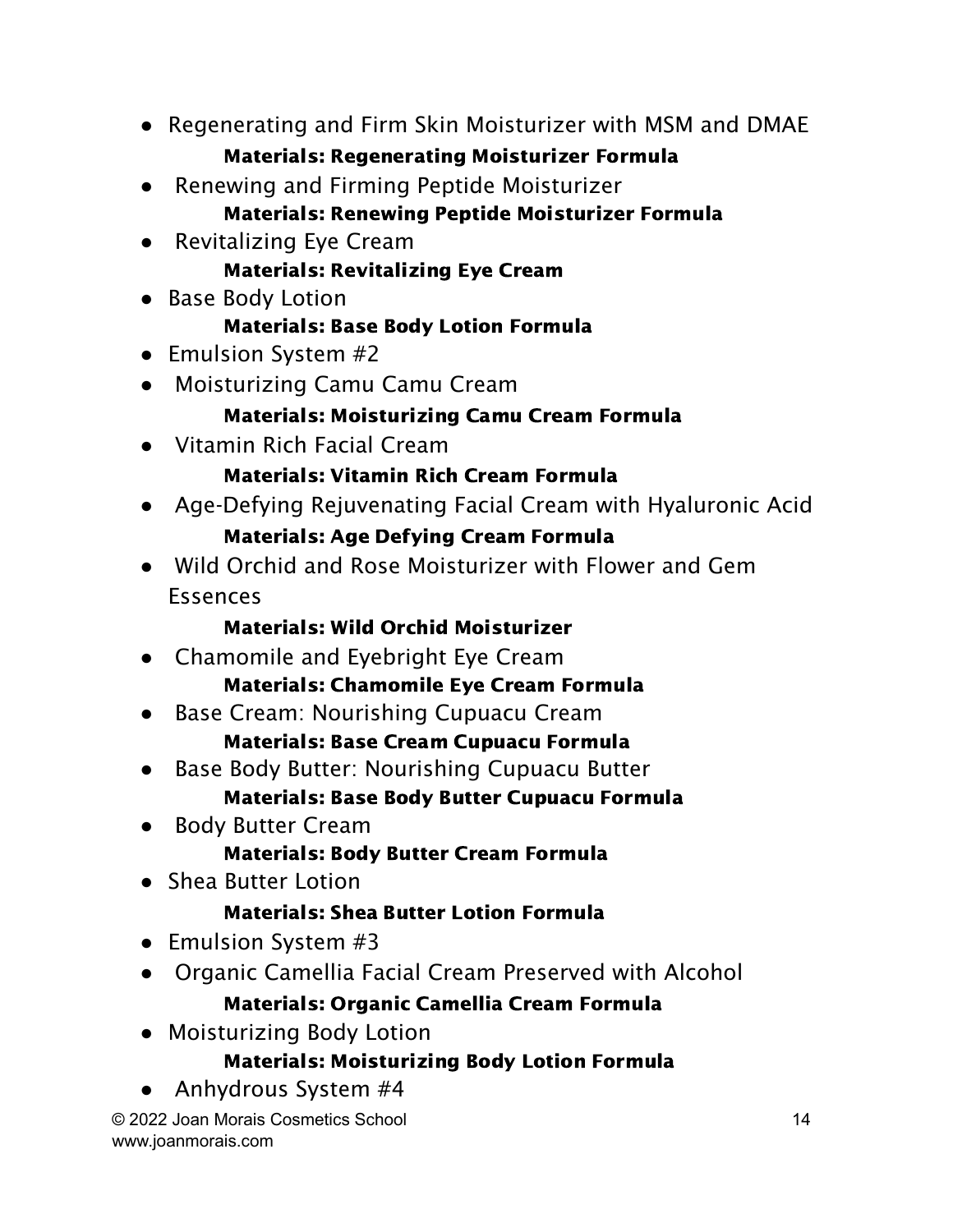- Regenerating and Firm Skin Moisturizer with MSM and DMAE
  - **Materials: Regenerating Moisturizer Formula**
- Renewing and Firming Peptide Moisturizer
  - **Materials: Renewing Peptide Moisturizer Formula**
- Revitalizing Eye Cream
  - **Materials: Revitalizing Eye Cream**
- Base Body Lotion
  - **Materials: Base Body Lotion Formula**
- Emulsion System #2
- Moisturizing Camu Camu Cream
  - **Materials: Moisturizing Camu Cream Formula**
- Vitamin Rich Facial Cream
  - **Materials: Vitamin Rich Cream Formula**
- Age-Defying Rejuvenating Facial Cream with Hyaluronic Acid
  - **Materials: Age Defying Cream Formula**
- Wild Orchid and Rose Moisturizer with Flower and Gem Essences
  - **Materials: Wild Orchid Moisturizer**
- Chamomile and Eyebright Eye Cream
  - **Materials: Chamomile Eye Cream Formula**
- Base Cream: Nourishing Cupuacu Cream
  - **Materials: Base Cream Cupuacu Formula**
- Base Body Butter: Nourishing Cupuacu Butter
  - **Materials: Base Body Butter Cupuacu Formula**
- Body Butter Cream
  - **Materials: Body Butter Cream Formula**
- Shea Butter Lotion
  - **Materials: Shea Butter Lotion Formula**
- Emulsion System #3
- Organic Camellia Facial Cream Preserved with Alcohol
  - **Materials: Organic Camellia Cream Formula**
- Moisturizing Body Lotion
  - **Materials: Moisturizing Body Lotion Formula**
- Anhydrous System #4

© 2022 Joan Morais Cosmetics School
www.joanmorais.com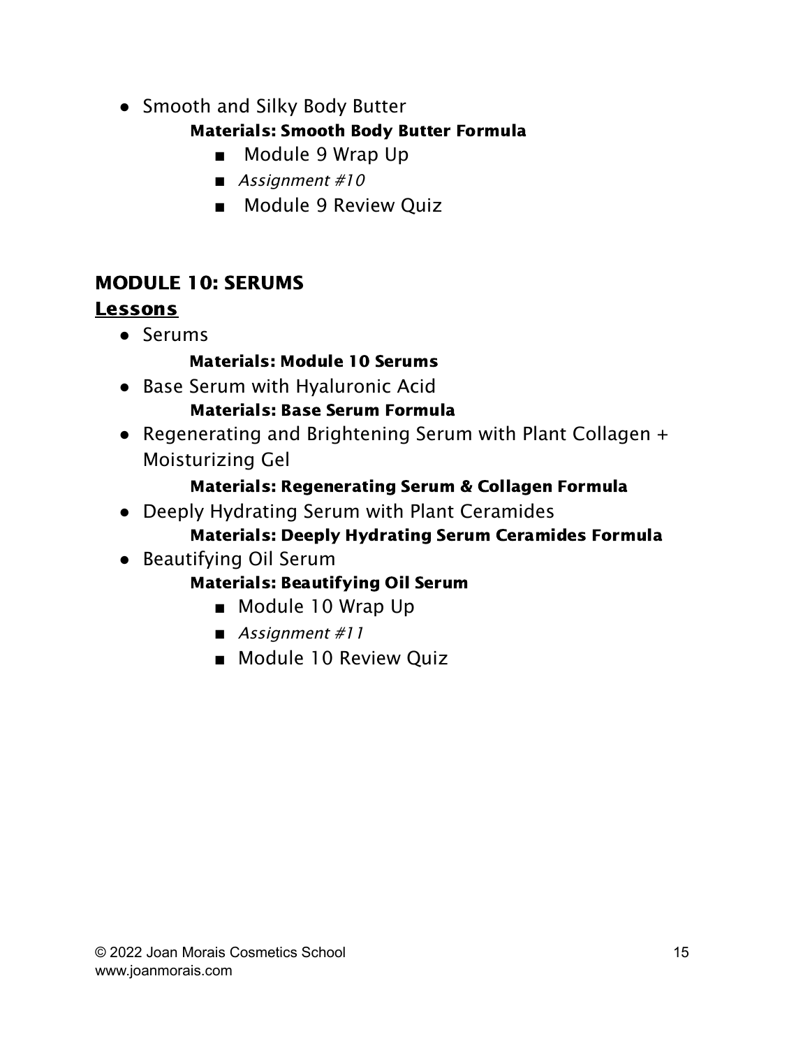- Smooth and Silky Body Butter

  **Materials: Smooth Body Butter Formula**

  - Module 9 Wrap Up
  - *Assignment #10*
  - Module 9 Review Quiz

## MODULE 10: SERUMS

### Lessons

- Serums

  **Materials: Module 10 Serums**

- Base Serum with Hyaluronic Acid

  **Materials: Base Serum Formula**

- Regenerating and Brightening Serum with Plant Collagen + Moisturizing Gel

  **Materials: Regenerating Serum & Collagen Formula**

- Deeply Hydrating Serum with Plant Ceramides

  **Materials: Deeply Hydrating Serum Ceramides Formula**

- Beautifying Oil Serum

  **Materials: Beautifying Oil Serum**

  - Module 10 Wrap Up
  - *Assignment #11*
  - Module 10 Review Quiz

© 2022 Joan Morais Cosmetics School
www.joanmorais.com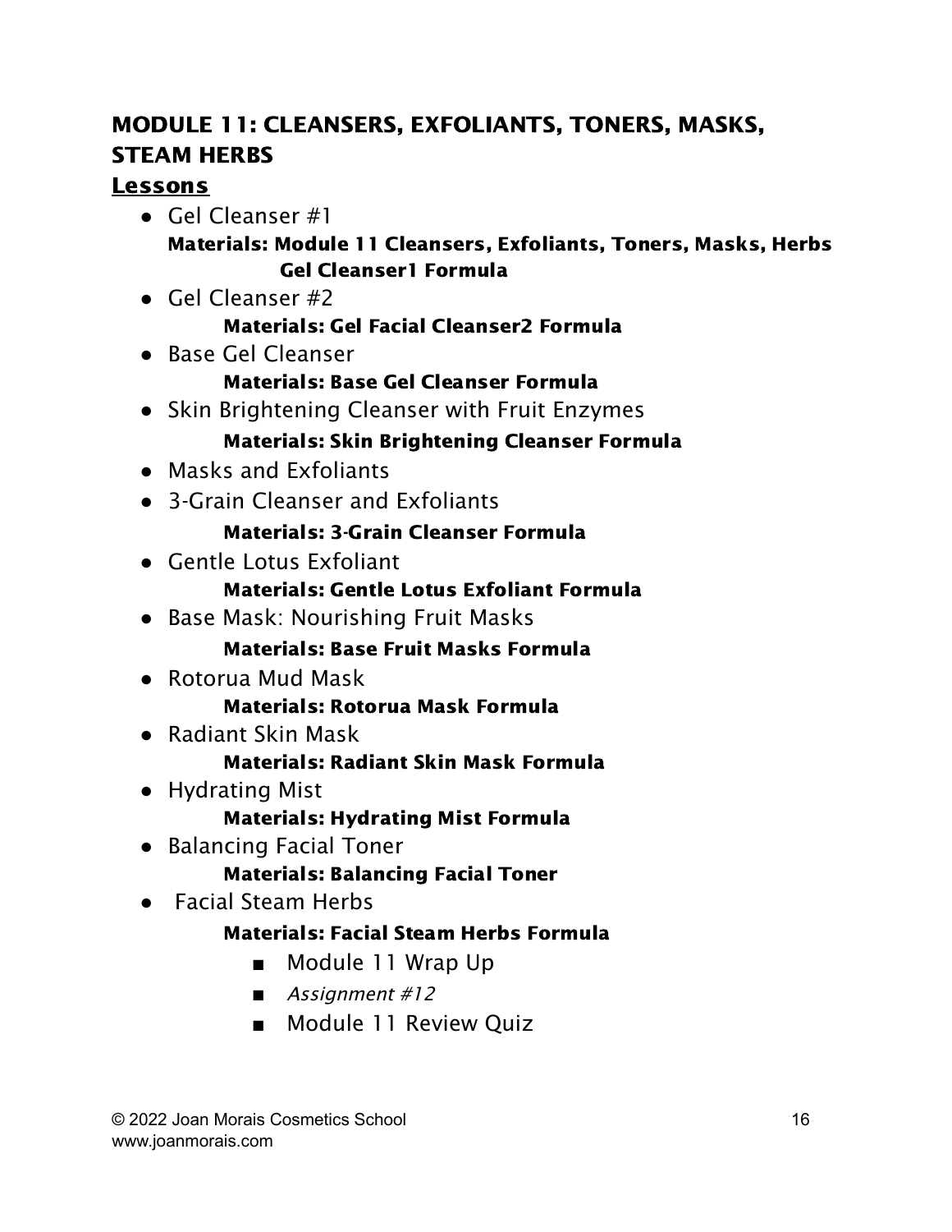## MODULE 11: CLEANSERS, EXFOLIANTS, TONERS, MASKS, STEAM HERBS

### Lessons

- Gel Cleanser #1
  **Materials: Module 11 Cleansers, Exfoliants, Toners, Masks, Herbs**
  **Gel Cleanser1 Formula**
- Gel Cleanser #2
  **Materials: Gel Facial Cleanser2 Formula**
- Base Gel Cleanser
  **Materials: Base Gel Cleanser Formula**
- Skin Brightening Cleanser with Fruit Enzymes
  **Materials: Skin Brightening Cleanser Formula**
- Masks and Exfoliants
- 3-Grain Cleanser and Exfoliants
  **Materials: 3-Grain Cleanser Formula**
- Gentle Lotus Exfoliant
  **Materials: Gentle Lotus Exfoliant Formula**
- Base Mask: Nourishing Fruit Masks
  **Materials: Base Fruit Masks Formula**
- Rotorua Mud Mask
  **Materials: Rotorua Mask Formula**
- Radiant Skin Mask
  **Materials: Radiant Skin Mask Formula**
- Hydrating Mist
  **Materials: Hydrating Mist Formula**
- Balancing Facial Toner
  **Materials: Balancing Facial Toner**
- Facial Steam Herbs
  **Materials: Facial Steam Herbs Formula**
  - Module 11 Wrap Up
  - *Assignment #12*
  - Module 11 Review Quiz

© 2022 Joan Morais Cosmetics School
www.joanmorais.com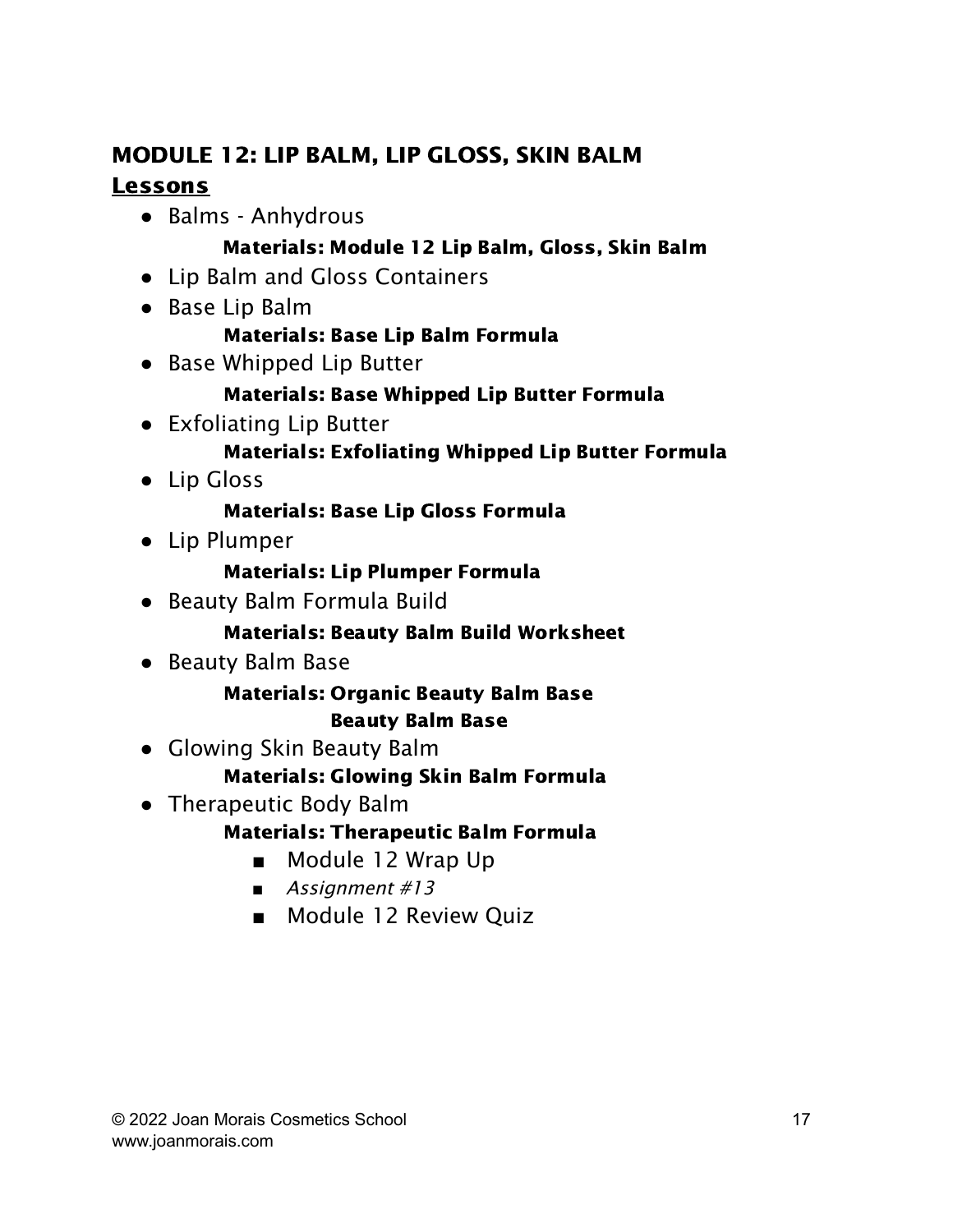## MODULE 12: LIP BALM, LIP GLOSS, SKIN BALM

**Lessons**

- Balms - Anhydrous
  - **Materials: Module 12 Lip Balm, Gloss, Skin Balm**
- Lip Balm and Gloss Containers
- Base Lip Balm
  - **Materials: Base Lip Balm Formula**
- Base Whipped Lip Butter
  - **Materials: Base Whipped Lip Butter Formula**
- Exfoliating Lip Butter
  - **Materials: Exfoliating Whipped Lip Butter Formula**
- Lip Gloss
  - **Materials: Base Lip Gloss Formula**
- Lip Plumper
  - **Materials: Lip Plumper Formula**
- Beauty Balm Formula Build
  - **Materials: Beauty Balm Build Worksheet**
- Beauty Balm Base
  - **Materials: Organic Beauty Balm Base**
  - **Beauty Balm Base**
- Glowing Skin Beauty Balm
  - **Materials: Glowing Skin Balm Formula**
- Therapeutic Body Balm
  - **Materials: Therapeutic Balm Formula**
    - Module 12 Wrap Up
    - *Assignment #13*
    - Module 12 Review Quiz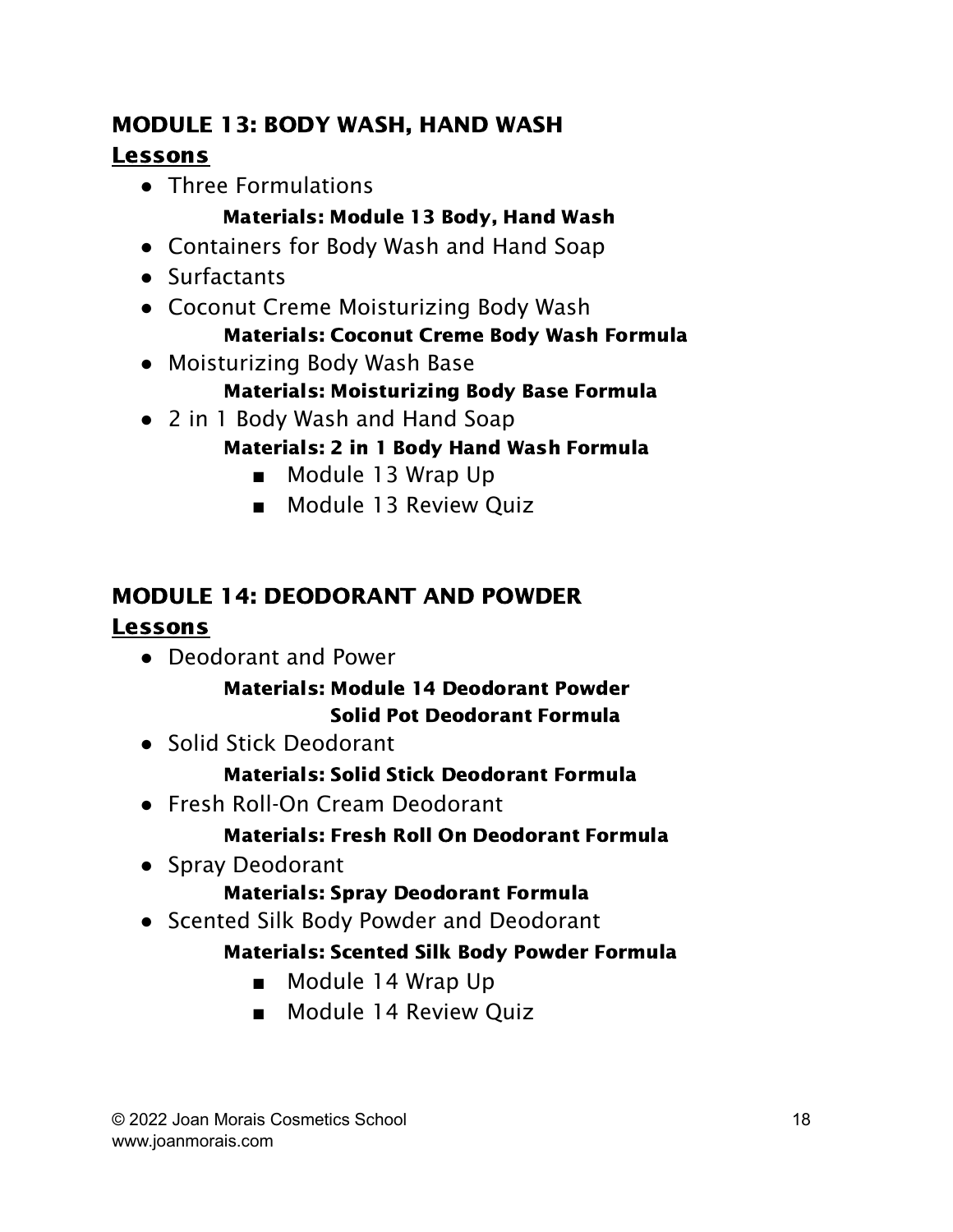## MODULE 13: BODY WASH, HAND WASH

**Lessons**

- Three Formulations

  **Materials: Module 13 Body, Hand Wash**
- Containers for Body Wash and Hand Soap
- Surfactants
- Coconut Creme Moisturizing Body Wash

  **Materials: Coconut Creme Body Wash Formula**
- Moisturizing Body Wash Base

  **Materials: Moisturizing Body Base Formula**
- 2 in 1 Body Wash and Hand Soap

  **Materials: 2 in 1 Body Hand Wash Formula**
  - Module 13 Wrap Up
  - Module 13 Review Quiz

## MODULE 14: DEODORANT AND POWDER

**Lessons**

- Deodorant and Power

  **Materials: Module 14 Deodorant Powder**
  **Solid Pot Deodorant Formula**
- Solid Stick Deodorant

  **Materials: Solid Stick Deodorant Formula**
- Fresh Roll-On Cream Deodorant

  **Materials: Fresh Roll On Deodorant Formula**
- Spray Deodorant

  **Materials: Spray Deodorant Formula**
- Scented Silk Body Powder and Deodorant

  **Materials: Scented Silk Body Powder Formula**
  - Module 14 Wrap Up
  - Module 14 Review Quiz

© 2022 Joan Morais Cosmetics School
www.joanmorais.com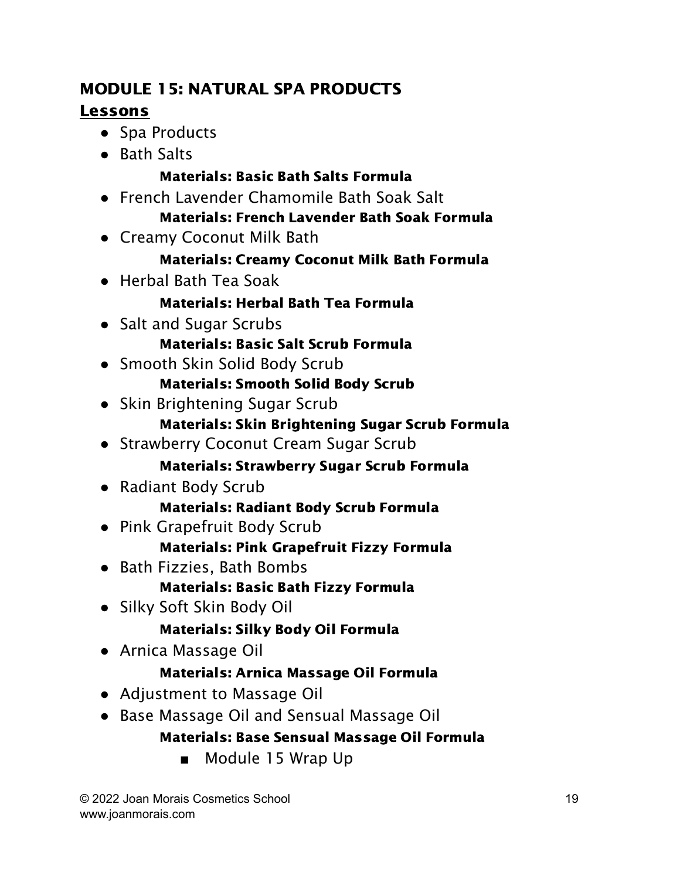## MODULE 15: NATURAL SPA PRODUCTS

**Lessons**

- Spa Products
- Bath Salts
  - **Materials: Basic Bath Salts Formula**
- French Lavender Chamomile Bath Soak Salt
  - **Materials: French Lavender Bath Soak Formula**
- Creamy Coconut Milk Bath
  - **Materials: Creamy Coconut Milk Bath Formula**
- Herbal Bath Tea Soak
  - **Materials: Herbal Bath Tea Formula**
- Salt and Sugar Scrubs
  - **Materials: Basic Salt Scrub Formula**
- Smooth Skin Solid Body Scrub
  - **Materials: Smooth Solid Body Scrub**
- Skin Brightening Sugar Scrub
  - **Materials: Skin Brightening Sugar Scrub Formula**
- Strawberry Coconut Cream Sugar Scrub
  - **Materials: Strawberry Sugar Scrub Formula**
- Radiant Body Scrub
  - **Materials: Radiant Body Scrub Formula**
- Pink Grapefruit Body Scrub
  - **Materials: Pink Grapefruit Fizzy Formula**
- Bath Fizzies, Bath Bombs
  - **Materials: Basic Bath Fizzy Formula**
- Silky Soft Skin Body Oil
  - **Materials: Silky Body Oil Formula**
- Arnica Massage Oil
  - **Materials: Arnica Massage Oil Formula**
- Adjustment to Massage Oil
- Base Massage Oil and Sensual Massage Oil
  - **Materials: Base Sensual Massage Oil Formula**
    - Module 15 Wrap Up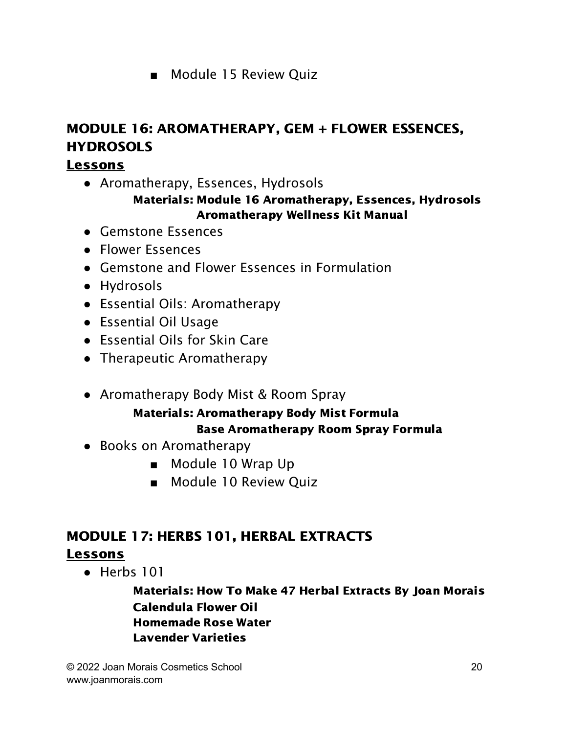- Module 15 Review Quiz

## MODULE 16: AROMATHERAPY, GEM + FLOWER ESSENCES, HYDROSOLS

### Lessons

- Aromatherapy, Essences, Hydrosols
  **Materials: Module 16 Aromatherapy, Essences, Hydrosols**
  **Aromatherapy Wellness Kit Manual**
- Gemstone Essences
- Flower Essences
- Gemstone and Flower Essences in Formulation
- Hydrosols
- Essential Oils: Aromatherapy
- Essential Oil Usage
- Essential Oils for Skin Care
- Therapeutic Aromatherapy
- Aromatherapy Body Mist & Room Spray
  **Materials: Aromatherapy Body Mist Formula**
  **Base Aromatherapy Room Spray Formula**
- Books on Aromatherapy
  - Module 10 Wrap Up
  - Module 10 Review Quiz

## MODULE 17: HERBS 101, HERBAL EXTRACTS

### Lessons

- Herbs 101
  **Materials: How To Make 47 Herbal Extracts By Joan Morais**
  **Calendula Flower Oil**
  **Homemade Rose Water**
  **Lavender Varieties**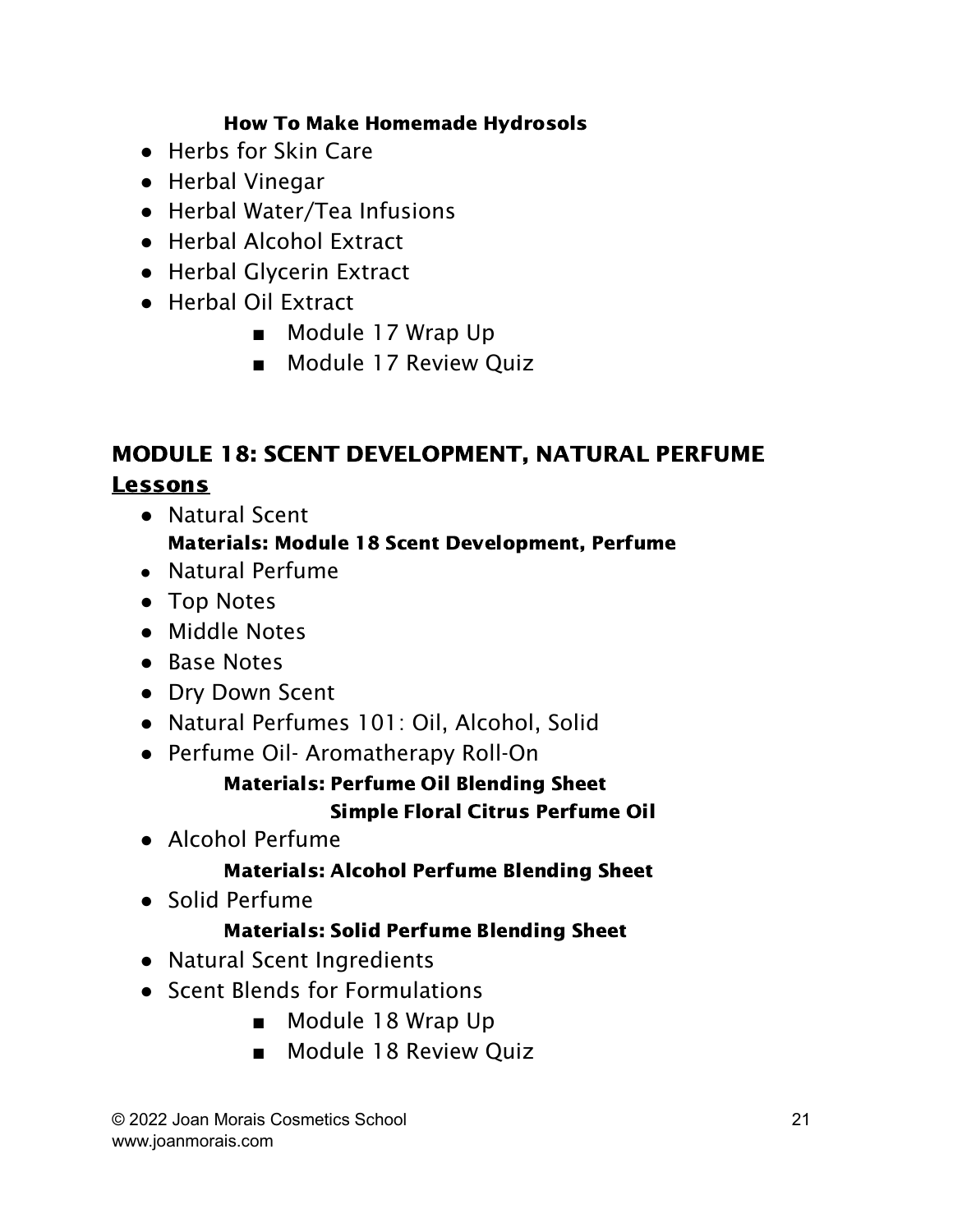**How To Make Homemade Hydrosols**

- Herbs for Skin Care
- Herbal Vinegar
- Herbal Water/Tea Infusions
- Herbal Alcohol Extract
- Herbal Glycerin Extract
- Herbal Oil Extract
    - Module 17 Wrap Up
    - Module 17 Review Quiz

## MODULE 18: SCENT DEVELOPMENT, NATURAL PERFUME

**Lessons**

- Natural Scent

  **Materials: Module 18 Scent Development, Perfume**
- Natural Perfume
- Top Notes
- Middle Notes
- Base Notes
- Dry Down Scent
- Natural Perfumes 101: Oil, Alcohol, Solid
- Perfume Oil- Aromatherapy Roll-On

  **Materials: Perfume Oil Blending Sheet**

  **Simple Floral Citrus Perfume Oil**
- Alcohol Perfume

  **Materials: Alcohol Perfume Blending Sheet**
- Solid Perfume

  **Materials: Solid Perfume Blending Sheet**
- Natural Scent Ingredients
- Scent Blends for Formulations
    - Module 18 Wrap Up
    - Module 18 Review Quiz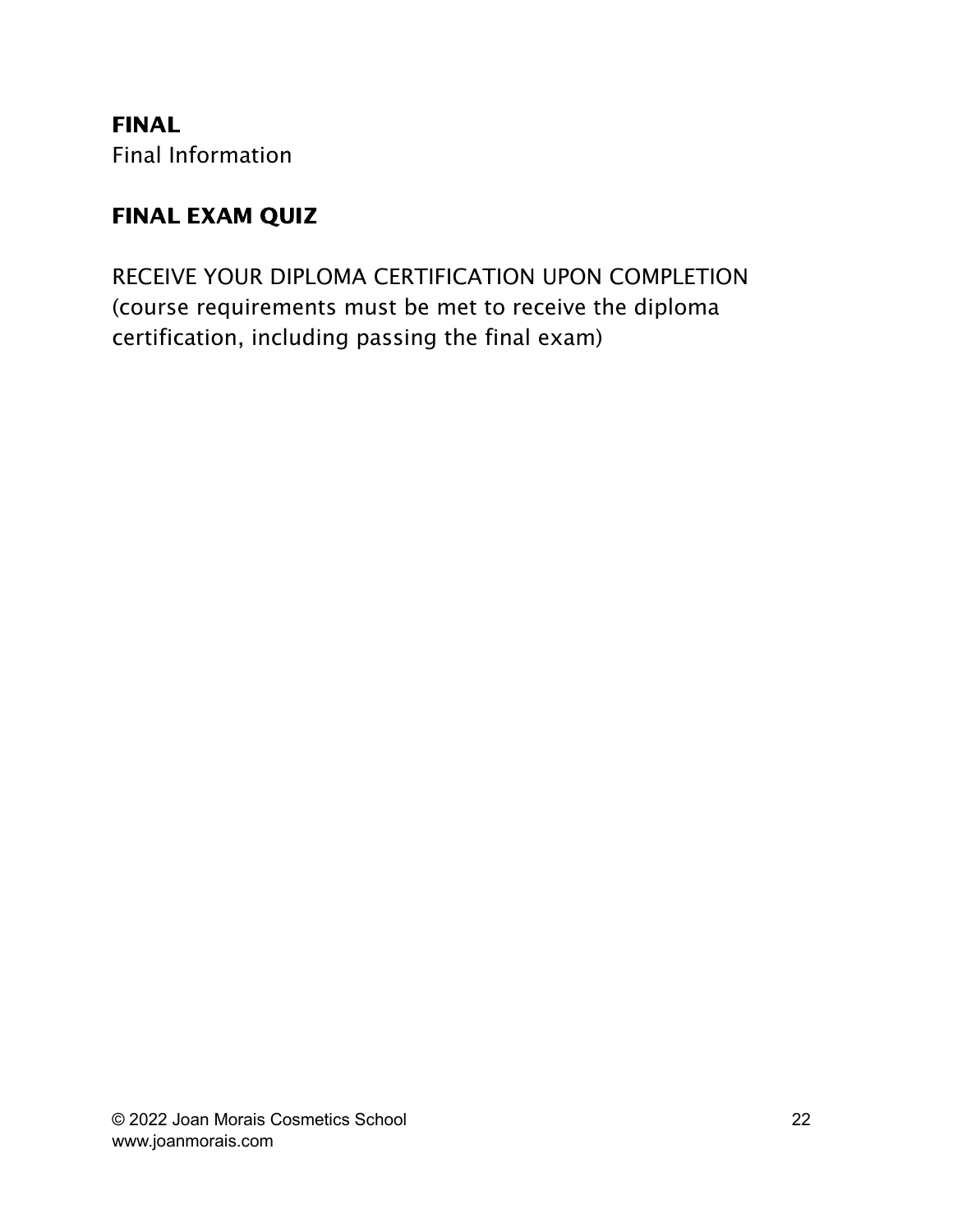**FINAL**

Final Information

**FINAL EXAM QUIZ**

RECEIVE YOUR DIPLOMA CERTIFICATION UPON COMPLETION (course requirements must be met to receive the diploma certification, including passing the final exam)